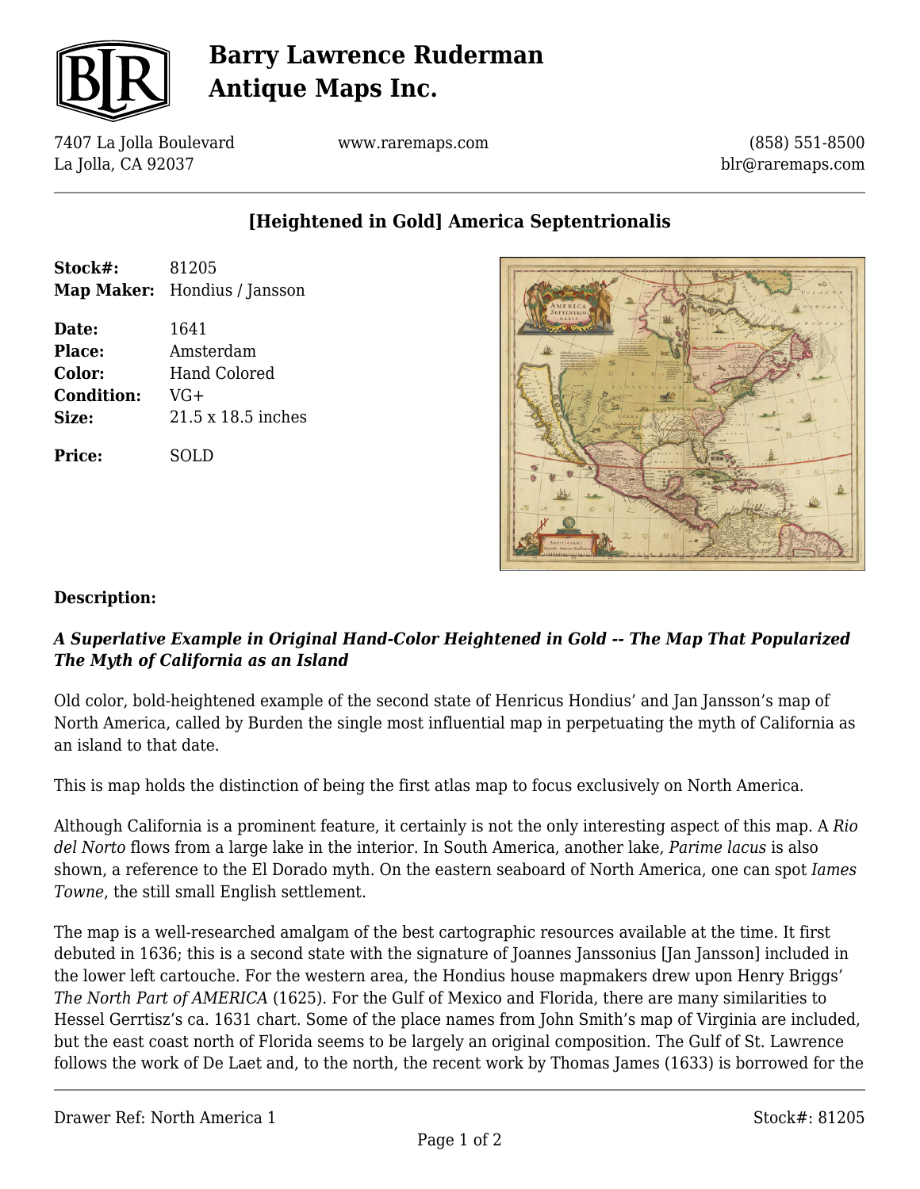# Barry Lawrence Ruderman Antique Maps Inc.

7407 La Jolla Boulevard
La Jolla, CA 92037

www.raremaps.com

(858) 551-8500
blr@raremaps.com

## [Heightened in Gold] America Septentrionalis

| | |
|---|---|
| **Stock#:** | 81205 |
| **Map Maker:** | Hondius / Jansson |
| **Date:** | 1641 |
| **Place:** | Amsterdam |
| **Color:** | Hand Colored |
| **Condition:** | VG+ |
| **Size:** | 21.5 x 18.5 inches |
| **Price:** | SOLD |

**Description:**

***A Superlative Example in Original Hand-Color Heightened in Gold -- The Map That Popularized The Myth of California as an Island***

Old color, bold-heightened example of the second state of Henricus Hondius' and Jan Jansson's map of North America, called by Burden the single most influential map in perpetuating the myth of California as an island to that date.

This is map holds the distinction of being the first atlas map to focus exclusively on North America.

Although California is a prominent feature, it certainly is not the only interesting aspect of this map. A *Rio del Norto* flows from a large lake in the interior. In South America, another lake, *Parime lacus* is also shown, a reference to the El Dorado myth. On the eastern seaboard of North America, one can spot *Iames Towne*, the still small English settlement.

The map is a well-researched amalgam of the best cartographic resources available at the time. It first debuted in 1636; this is a second state with the signature of Joannes Janssonius [Jan Jansson] included in the lower left cartouche. For the western area, the Hondius house mapmakers drew upon Henry Briggs' *The North Part of AMERICA* (1625). For the Gulf of Mexico and Florida, there are many similarities to Hessel Gerrtisz's ca. 1631 chart. Some of the place names from John Smith's map of Virginia are included, but the east coast north of Florida seems to be largely an original composition. The Gulf of St. Lawrence follows the work of De Laet and, to the north, the recent work by Thomas James (1633) is borrowed for the

Drawer Ref: North America 1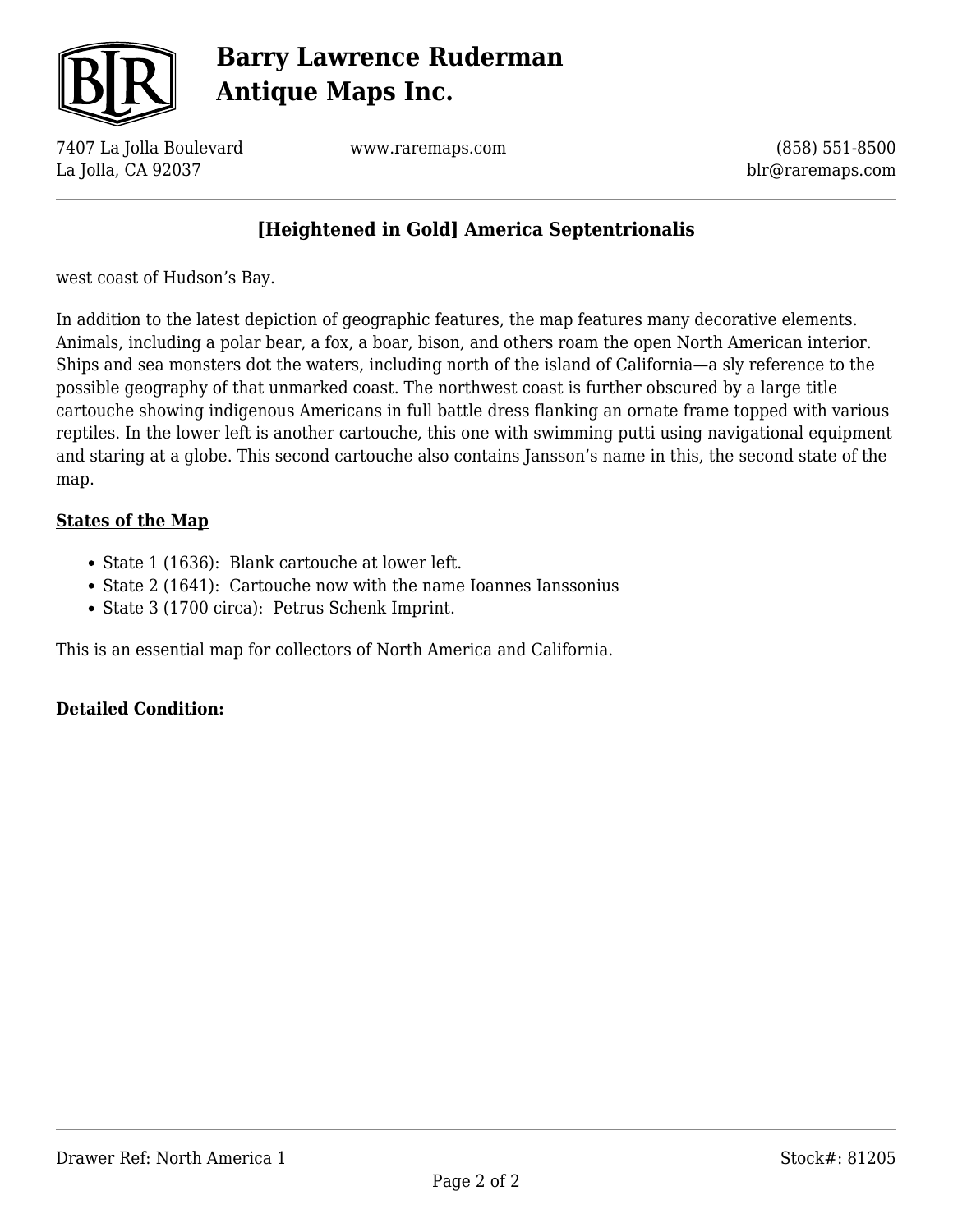# [Heightened in Gold] America Septentrionalis

west coast of Hudson's Bay.

In addition to the latest depiction of geographic features, the map features many decorative elements. Animals, including a polar bear, a fox, a boar, bison, and others roam the open North American interior. Ships and sea monsters dot the waters, including north of the island of California—a sly reference to the possible geography of that unmarked coast. The northwest coast is further obscured by a large title cartouche showing indigenous Americans in full battle dress flanking an ornate frame topped with various reptiles. In the lower left is another cartouche, this one with swimming putti using navigational equipment and staring at a globe. This second cartouche also contains Jansson's name in this, the second state of the map.

**States of the Map**

- State 1 (1636): Blank cartouche at lower left.
- State 2 (1641): Cartouche now with the name Ioannes Ianssonius
- State 3 (1700 circa): Petrus Schenk Imprint.

This is an essential map for collectors of North America and California.

**Detailed Condition:**

Drawer Ref: North America 1

Stock#: 81205